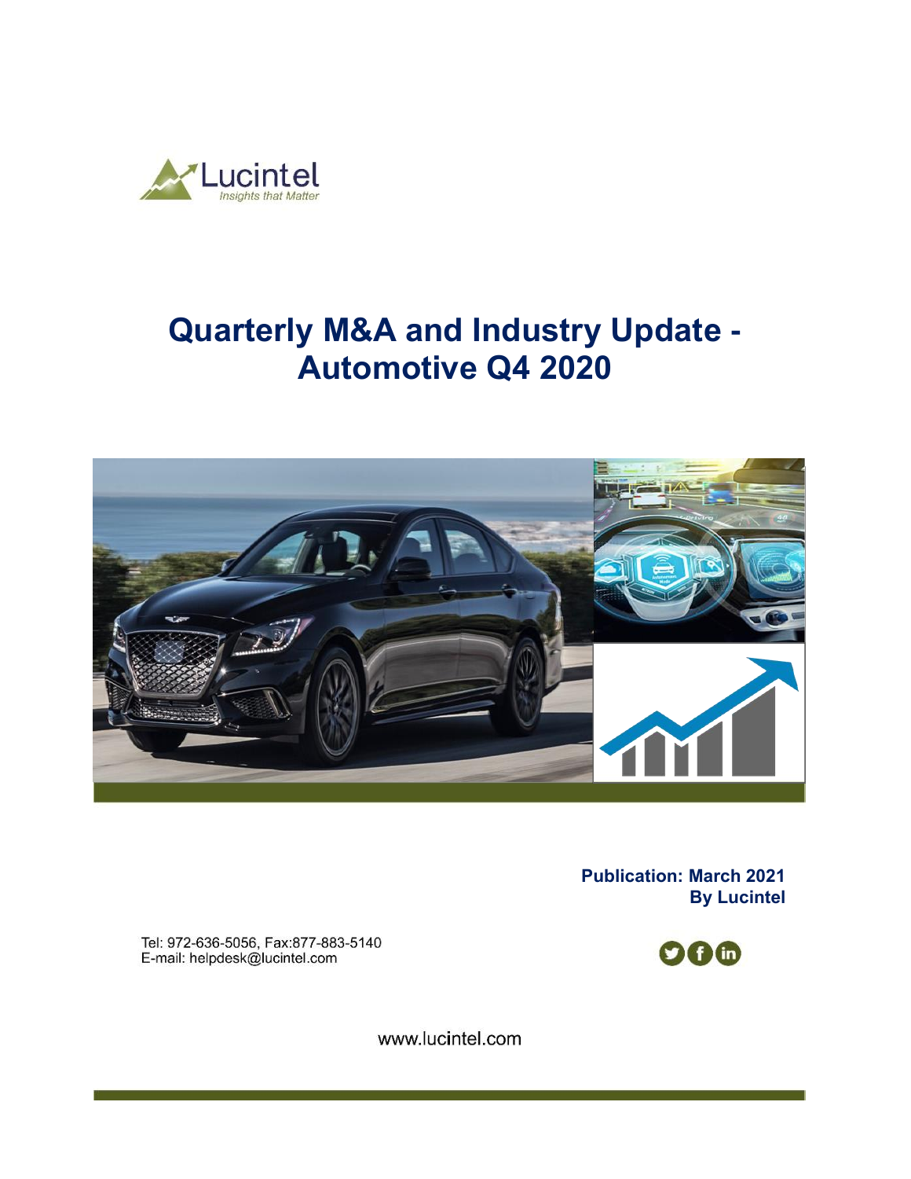Lucintel

*Insights that Matter*

# Quarterly M&A and Industry Update - Automotive Q4 2020

**Publication: March 2021**
**By Lucintel**

Tel: 972-636-5056, Fax:877-883-5140
E-mail: helpdesk@lucintel.com

www.lucintel.com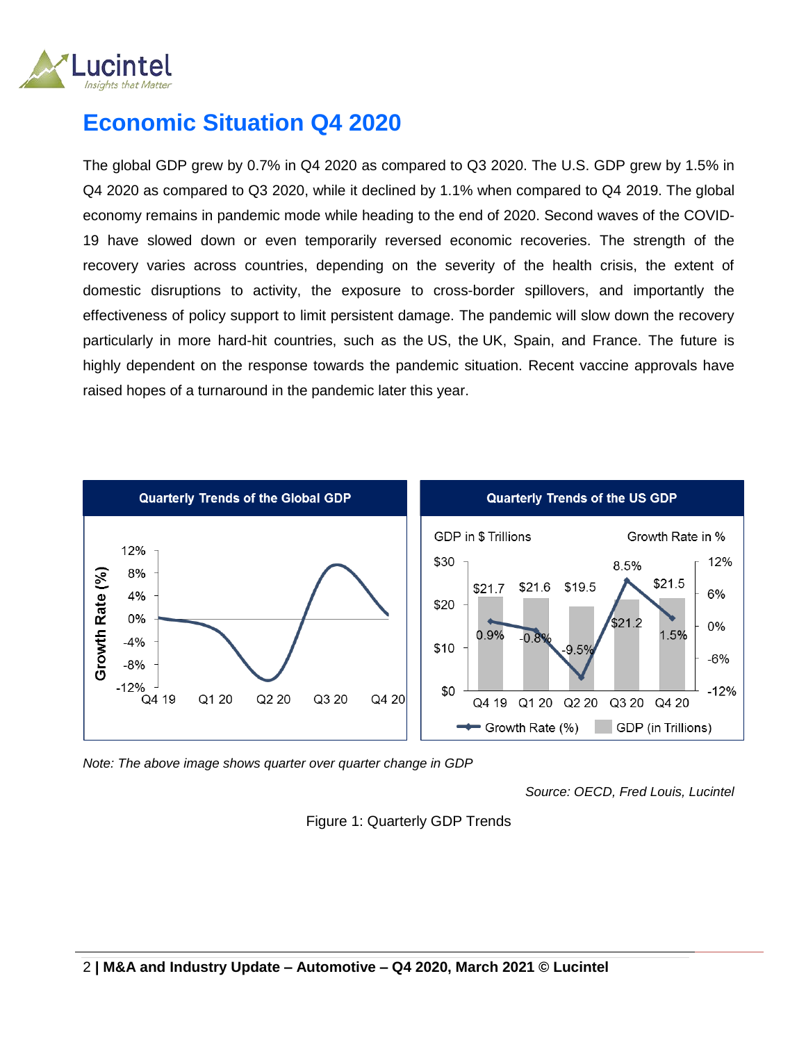# Economic Situation Q4 2020

The global GDP grew by 0.7% in Q4 2020 as compared to Q3 2020. The U.S. GDP grew by 1.5% in Q4 2020 as compared to Q3 2020, while it declined by 1.1% when compared to Q4 2019. The global economy remains in pandemic mode while heading to the end of 2020. Second waves of the COVID-19 have slowed down or even temporarily reversed economic recoveries. The strength of the recovery varies across countries, depending on the severity of the health crisis, the extent of domestic disruptions to activity, the exposure to cross-border spillovers, and importantly the effectiveness of policy support to limit persistent damage. The pandemic will slow down the recovery particularly in more hard-hit countries, such as the US, the UK, Spain, and France. The future is highly dependent on the response towards the pandemic situation. Recent vaccine approvals have raised hopes of a turnaround in the pandemic later this year.

*Note: The above image shows quarter over quarter change in GDP*

*Source: OECD, Fred Louis, Lucintel*

Figure 1: Quarterly GDP Trends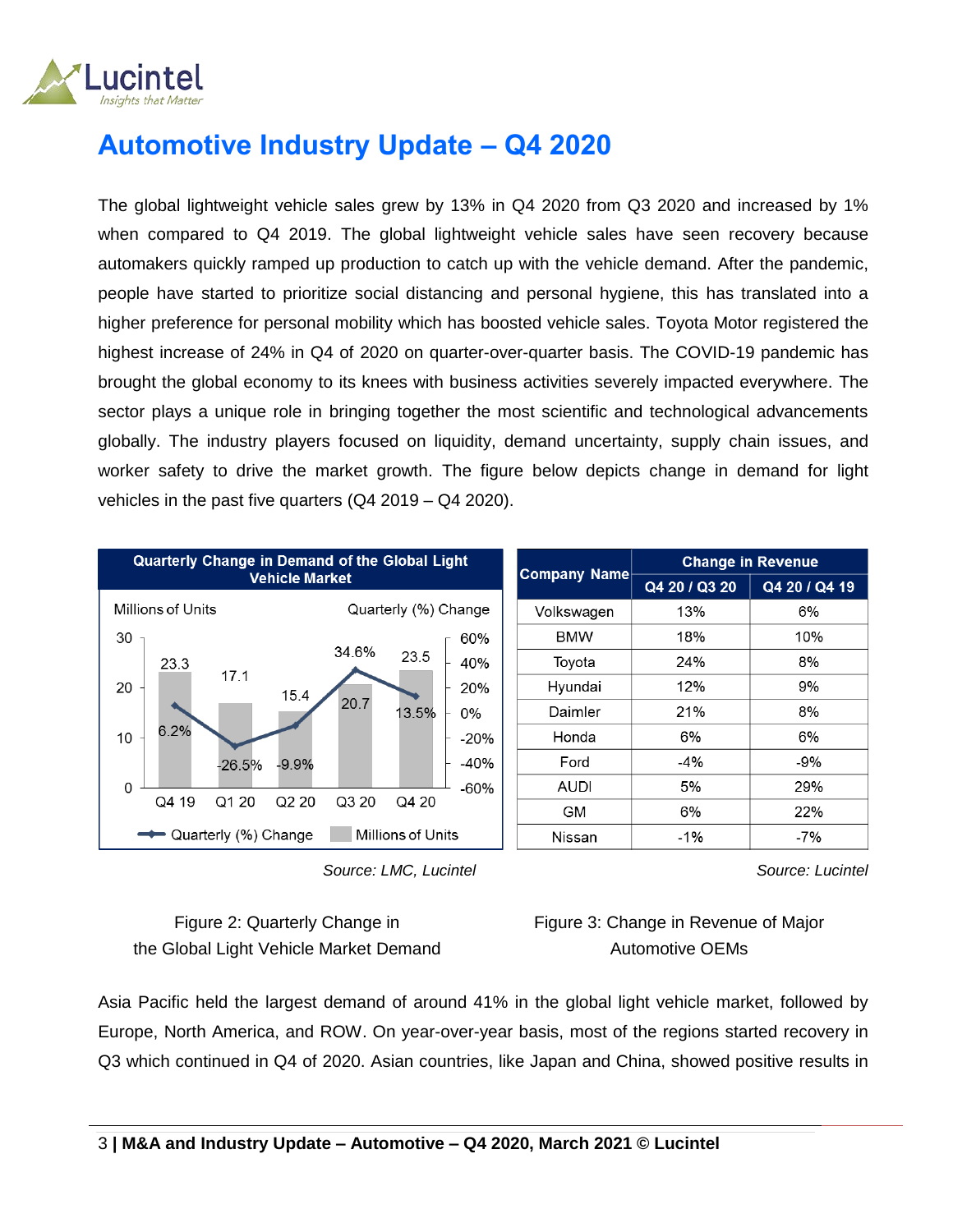# Automotive Industry Update – Q4 2020

The global lightweight vehicle sales grew by 13% in Q4 2020 from Q3 2020 and increased by 1% when compared to Q4 2019. The global lightweight vehicle sales have seen recovery because automakers quickly ramped up production to catch up with the vehicle demand. After the pandemic, people have started to prioritize social distancing and personal hygiene, this has translated into a higher preference for personal mobility which has boosted vehicle sales. Toyota Motor registered the highest increase of 24% in Q4 of 2020 on quarter-over-quarter basis. The COVID-19 pandemic has brought the global economy to its knees with business activities severely impacted everywhere. The sector plays a unique role in bringing together the most scientific and technological advancements globally. The industry players focused on liquidity, demand uncertainty, supply chain issues, and worker safety to drive the market growth. The figure below depicts change in demand for light vehicles in the past five quarters (Q4 2019 – Q4 2020).

**Quarterly Change in Demand of the Global Light Vehicle Market**

| Quarter | Millions of Units | Quarterly (%) Change |
|---|---|---|
| Q4 19 | 23.3 | 6.2% |
| Q1 20 | 17.1 | -26.5% |
| Q2 20 | 15.4 | -9.9% |
| Q3 20 | 20.7 | 34.6% |
| Q4 20 | 23.5 | 13.5% |

*Source: LMC, Lucintel*

Figure 2: Quarterly Change in the Global Light Vehicle Market Demand

| Company Name | Change in Revenue | |
|---|---|---|
| | Q4 20 / Q3 20 | Q4 20 / Q4 19 |
| Volkswagen | 13% | 6% |
| BMW | 18% | 10% |
| Toyota | 24% | 8% |
| Hyundai | 12% | 9% |
| Daimler | 21% | 8% |
| Honda | 6% | 6% |
| Ford | -4% | -9% |
| AUDI | 5% | 29% |
| GM | 6% | 22% |
| Nissan | -1% | -7% |

*Source: Lucintel*

Figure 3: Change in Revenue of Major Automotive OEMs

Asia Pacific held the largest demand of around 41% in the global light vehicle market, followed by Europe, North America, and ROW. On year-over-year basis, most of the regions started recovery in Q3 which continued in Q4 of 2020. Asian countries, like Japan and China, showed positive results in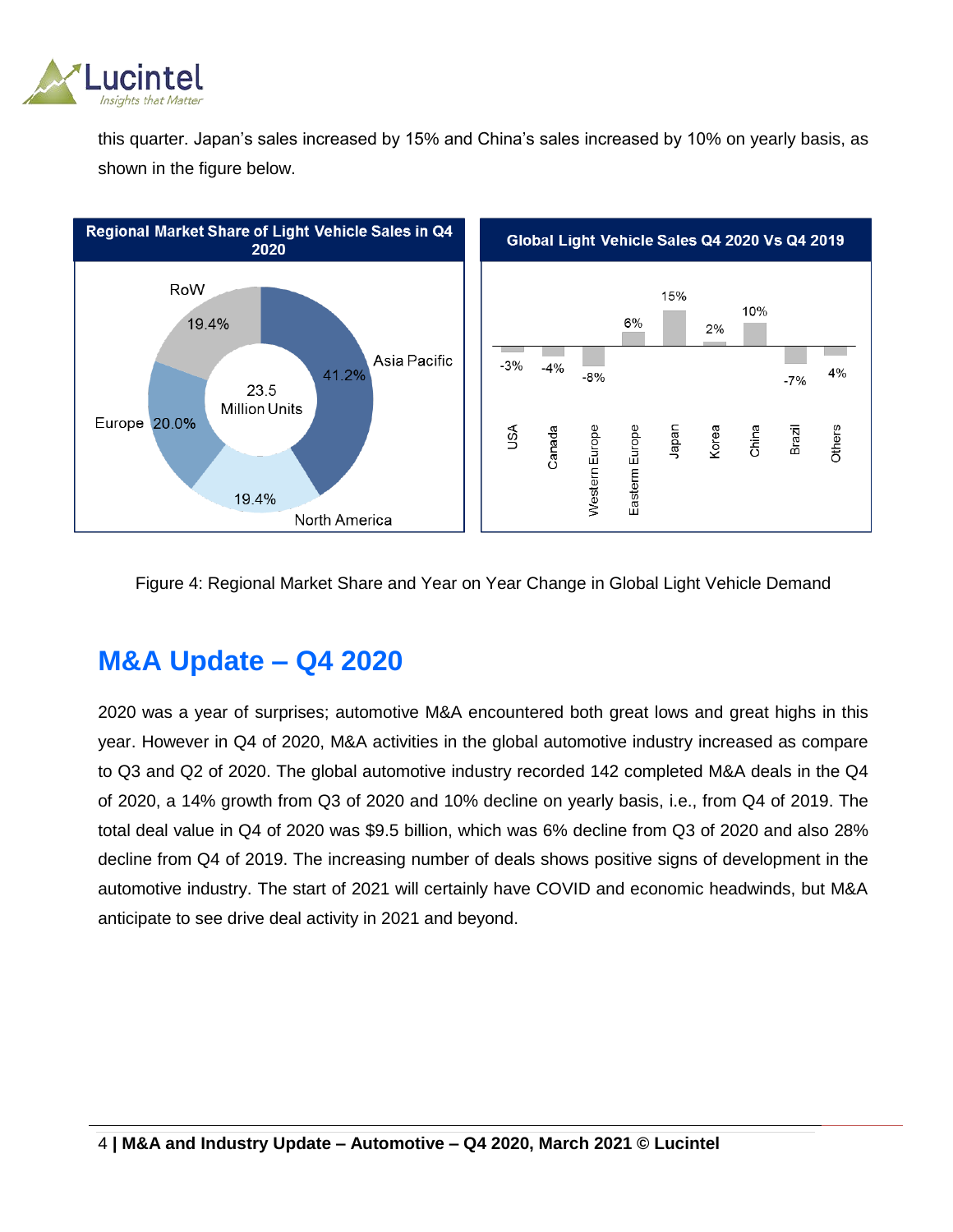this quarter. Japan's sales increased by 15% and China's sales increased by 10% on yearly basis, as shown in the figure below.

Figure 4: Regional Market Share and Year on Year Change in Global Light Vehicle Demand

## M&A Update – Q4 2020

2020 was a year of surprises; automotive M&A encountered both great lows and great highs in this year. However in Q4 of 2020, M&A activities in the global automotive industry increased as compare to Q3 and Q2 of 2020. The global automotive industry recorded 142 completed M&A deals in the Q4 of 2020, a 14% growth from Q3 of 2020 and 10% decline on yearly basis, i.e., from Q4 of 2019. The total deal value in Q4 of 2020 was $9.5 billion, which was 6% decline from Q3 of 2020 and also 28% decline from Q4 of 2019. The increasing number of deals shows positive signs of development in the automotive industry. The start of 2021 will certainly have COVID and economic headwinds, but M&A anticipate to see drive deal activity in 2021 and beyond.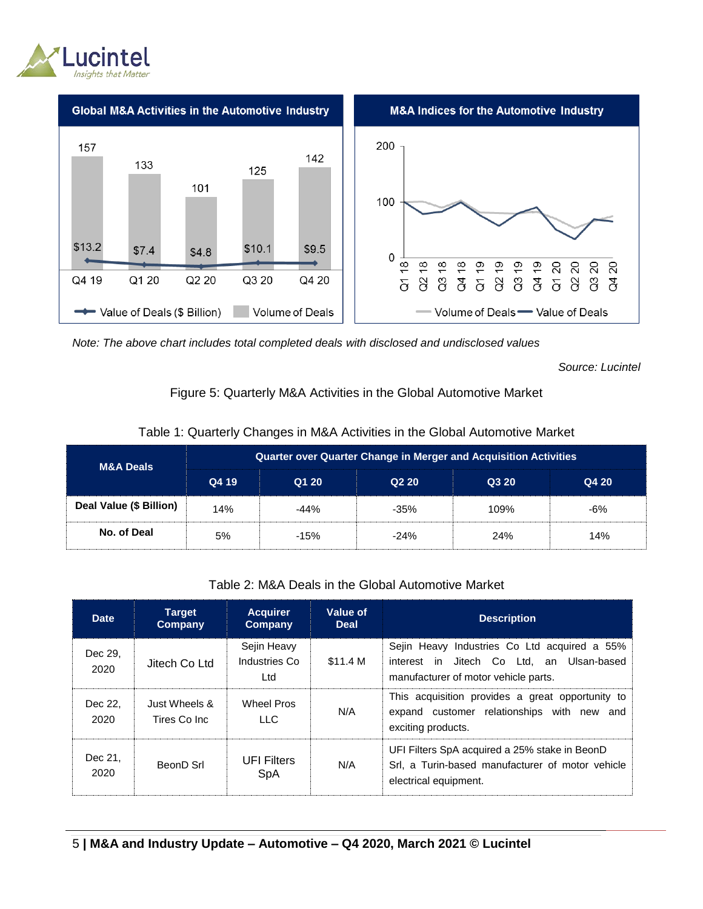**Global M&A Activities in the Automotive Industry**

| | Q4 19 | Q1 20 | Q2 20 | Q3 20 | Q4 20 |
|---|---|---|---|---|---|
| Volume of Deals | 157 | 133 | 101 | 125 | 142 |
| Value of Deals ($ Billion) | $13.2 | $7.4 | $4.8 | $10.1 | $9.5 |

**M&A Indices for the Automotive Industry**

*Note: The above chart includes total completed deals with disclosed and undisclosed values*

*Source: Lucintel*

Figure 5: Quarterly M&A Activities in the Global Automotive Market

Table 1: Quarterly Changes in M&A Activities in the Global Automotive Market

| M&A Deals | Quarter over Quarter Change in Merger and Acquisition Activities | | | | |
|---|---|---|---|---|---|
| | Q4 19 | Q1 20 | Q2 20 | Q3 20 | Q4 20 |
| **Deal Value ($ Billion)** | 14% | -44% | -35% | 109% | -6% |
| **No. of Deal** | 5% | -15% | -24% | 24% | 14% |

Table 2: M&A Deals in the Global Automotive Market

| Date | Target Company | Acquirer Company | Value of Deal | Description |
|---|---|---|---|---|
| Dec 29, 2020 | Jitech Co Ltd | Sejin Heavy Industries Co Ltd | $11.4 M | Sejin Heavy Industries Co Ltd acquired a 55% interest in Jitech Co Ltd, an Ulsan-based manufacturer of motor vehicle parts. |
| Dec 22, 2020 | Just Wheels & Tires Co Inc | Wheel Pros LLC | N/A | This acquisition provides a great opportunity to expand customer relationships with new and exciting products. |
| Dec 21, 2020 | BeonD Srl | UFI Filters SpA | N/A | UFI Filters SpA acquired a 25% stake in BeonD Srl, a Turin-based manufacturer of motor vehicle electrical equipment. |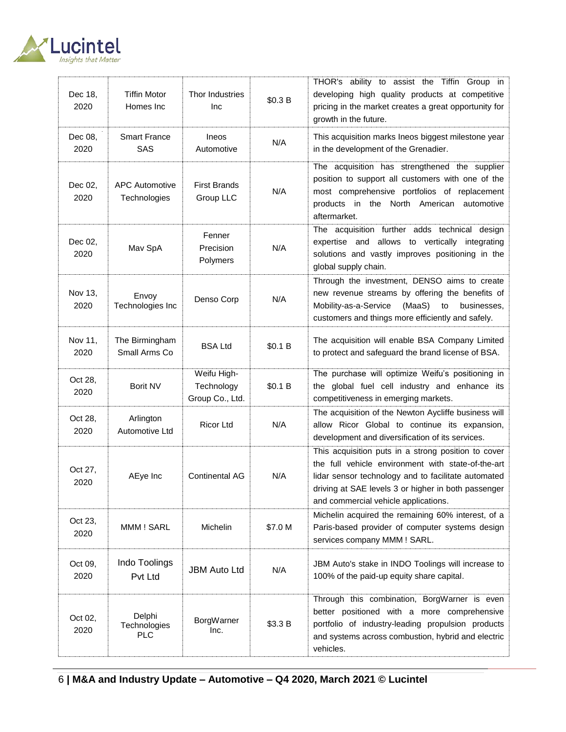| | | | | |
|---|---|---|---|---|
| Dec 18, 2020 | Tiffin Motor Homes Inc | Thor Industries Inc | $0.3 B | THOR's ability to assist the Tiffin Group in developing high quality products at competitive pricing in the market creates a great opportunity for growth in the future. |
| Dec 08, 2020 | Smart France SAS | Ineos Automotive | N/A | This acquisition marks Ineos biggest milestone year in the development of the Grenadier. |
| Dec 02, 2020 | APC Automotive Technologies | First Brands Group LLC | N/A | The acquisition has strengthened the supplier position to support all customers with one of the most comprehensive portfolios of replacement products in the North American automotive aftermarket. |
| Dec 02, 2020 | Mav SpA | Fenner Precision Polymers | N/A | The acquisition further adds technical design expertise and allows to vertically integrating solutions and vastly improves positioning in the global supply chain. |
| Nov 13, 2020 | Envoy Technologies Inc | Denso Corp | N/A | Through the investment, DENSO aims to create new revenue streams by offering the benefits of Mobility-as-a-Service (MaaS) to businesses, customers and things more efficiently and safely. |
| Nov 11, 2020 | The Birmingham Small Arms Co | BSA Ltd | $0.1 B | The acquisition will enable BSA Company Limited to protect and safeguard the brand license of BSA. |
| Oct 28, 2020 | Borit NV | Weifu High-Technology Group Co., Ltd. | $0.1 B | The purchase will optimize Weifu's positioning in the global fuel cell industry and enhance its competitiveness in emerging markets. |
| Oct 28, 2020 | Arlington Automotive Ltd | Ricor Ltd | N/A | The acquisition of the Newton Aycliffe business will allow Ricor Global to continue its expansion, development and diversification of its services. |
| Oct 27, 2020 | AEye Inc | Continental AG | N/A | This acquisition puts in a strong position to cover the full vehicle environment with state-of-the-art lidar sensor technology and to facilitate automated driving at SAE levels 3 or higher in both passenger and commercial vehicle applications. |
| Oct 23, 2020 | MMM ! SARL | Michelin | $7.0 M | Michelin acquired the remaining 60% interest, of a Paris-based provider of computer systems design services company MMM ! SARL. |
| Oct 09, 2020 | Indo Toolings Pvt Ltd | JBM Auto Ltd | N/A | JBM Auto's stake in INDO Toolings will increase to 100% of the paid-up equity share capital. |
| Oct 02, 2020 | Delphi Technologies PLC | BorgWarner Inc. | $3.3 B | Through this combination, BorgWarner is even better positioned with a more comprehensive portfolio of industry-leading propulsion products and systems across combustion, hybrid and electric vehicles. |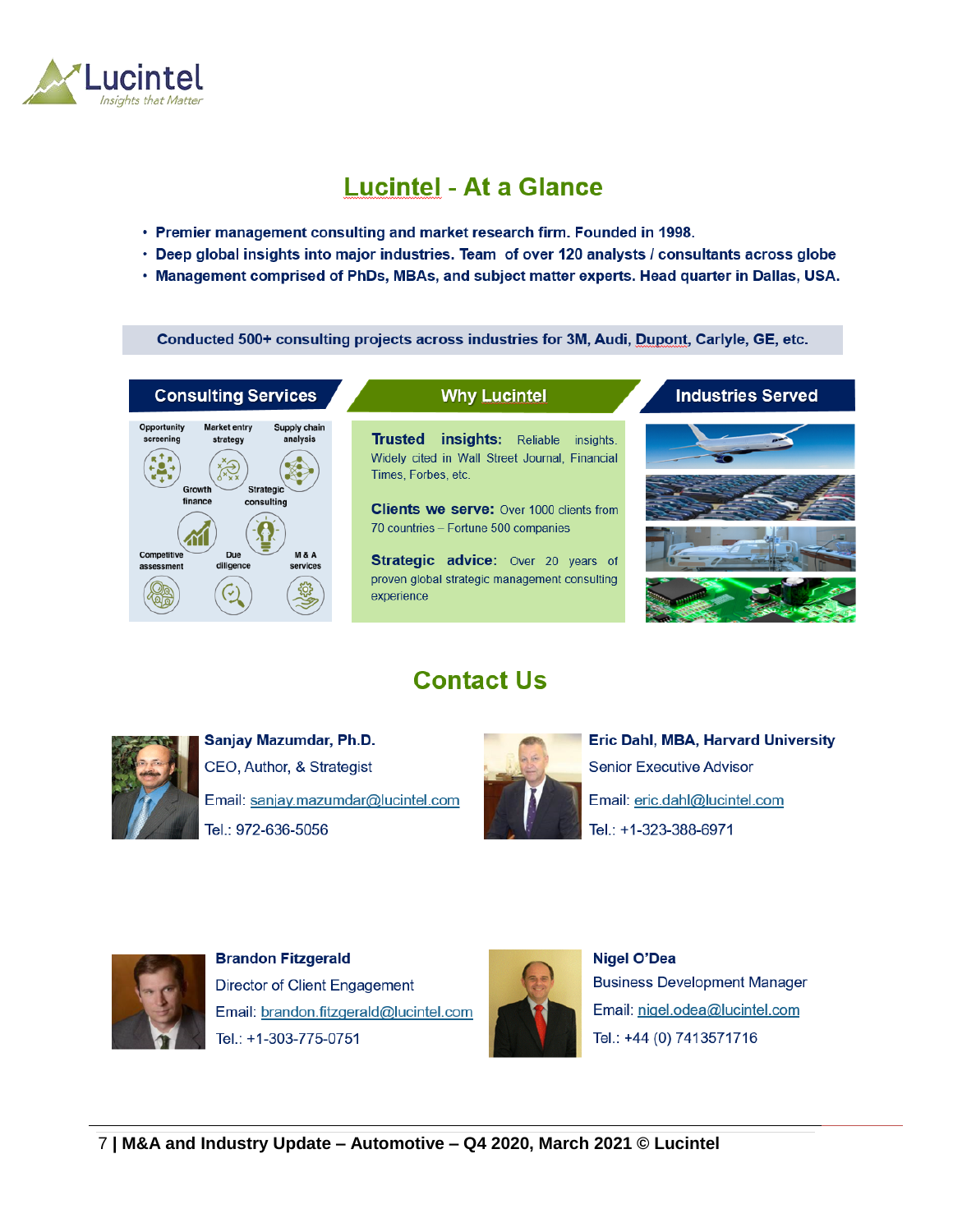## Lucintel - At a Glance

- Premier management consulting and market research firm. Founded in 1998.
- Deep global insights into major industries. Team of over 120 analysts / consultants across globe
- Management comprised of PhDs, MBAs, and subject matter experts. Head quarter in Dallas, USA.

**Conducted 500+ consulting projects across industries for 3M, Audi, Dupont, Carlyle, GE, etc.**

### Consulting Services

Opportunity screening
Market entry strategy
Supply chain analysis
Growth finance
Strategic consulting
Competitive assessment
Due diligence
M & A services

### Why Lucintel

**Trusted insights:** Reliable insights. Widely cited in Wall Street Journal, Financial Times, Forbes, etc.

**Clients we serve:** Over 1000 clients from 70 countries – Fortune 500 companies

**Strategic advice:** Over 20 years of proven global strategic management consulting experience

### Industries Served

## Contact Us

**Sanjay Mazumdar, Ph.D.**
CEO, Author, & Strategist
Email: sanjay.mazumdar@lucintel.com
Tel.: 972-636-5056

**Eric Dahl, MBA, Harvard University**
Senior Executive Advisor
Email: eric.dahl@lucintel.com
Tel.: +1-323-388-6971

**Brandon Fitzgerald**
Director of Client Engagement
Email: brandon.fitzgerald@lucintel.com
Tel.: +1-303-775-0751

**Nigel O'Dea**
Business Development Manager
Email: nigel.odea@lucintel.com
Tel.: +44 (0) 7413571716